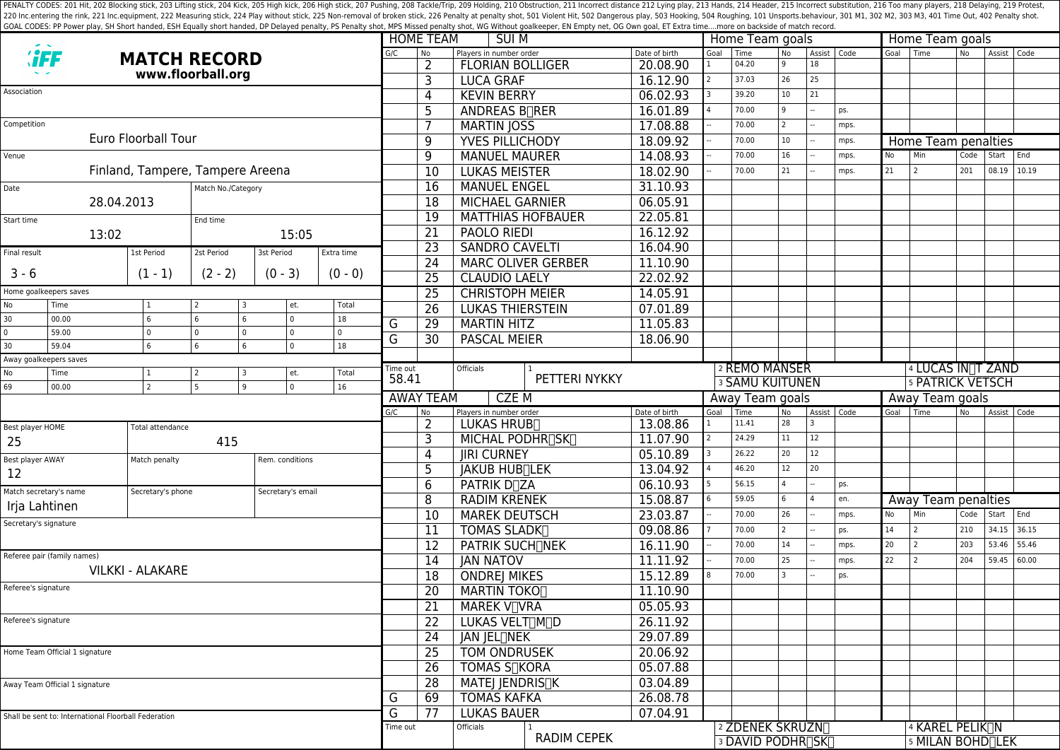PENALTY CODES: 201 Hit, 202 Blocking stick, 203 Lifting stick, 204 Kick, 205 High kick, 206 High stick, 207 Pushing, 208 Tackle/Trip, 209 Holding, 210 Obstruction, 211 Incorrect distance 212 Lying play, 213 Hands, 214 Header, 215 Incorrect substitution, 216 Too many players, 218 Delaying, 219 Protest, 220 Inc.entering the rink, 221 Inc.equipment, 222 Measuring stick, 224 Play without stick, 225 Non-removal of broken stick, 226 Penalty at penalty shot, 501 Violent Hit, 502 Dangerous play, 503 Hooking, 504 Roughing, 101 Unsports.behaviour, 301 M1, 302 M2, 303 M3, 401 Time Out, 402 Penalty shot.
GOAL CODES: PP Power play, SH Short handed, ESH Equally short handed, DP Delayed penalty, PS Penalty shot, MPS Missed penalty shot, WG Without goalkeeper, EN Empty net, OG Own goal, ET Extra time....more on backside of match record.

# MATCH RECORD

**www.floorball.org**

| Field | Value |
|---|---|
| Association | |
| Competition | Euro Floorball Tour |
| Venue | Finland, Tampere, Tampere Areena |
| Date | 28.04.2013 |
| Match No./Category | |
| Start time | 13:02 |
| End time | 15:05 |

| Final result | 1st Period | 2st Period | 3st Period | Extra time |
|---|---|---|---|---|
| 3 - 6 | (1 - 1) | (2 - 2) | (0 - 3) | (0 - 0) |

**Home goalkeepers saves**

| No | Time | 1 | 2 | 3 | et. | Total |
|---|---|---|---|---|---|---|
| 30 | 00.00 | 6 | 6 | 6 | 0 | 18 |
| 0 | 59.00 | 0 | 0 | 0 | 0 | 0 |
| 30 | 59.04 | 6 | 6 | 6 | 0 | 18 |

**Away goalkeepers saves**

| No | Time | 1 | 2 | 3 | et. | Total |
|---|---|---|---|---|---|---|
| 69 | 00.00 | 2 | 5 | 9 | 0 | 16 |

| Best player HOME | Total attendance | |
|---|---|---|
| 25 | 415 | |
| **Best player AWAY** | **Match penalty** | **Rem. conditions** |
| 12 | | |
| **Match secretary's name** | **Secretary's phone** | **Secretary's email** |
| Irja Lahtinen | | |

Secretary's signature

Referee pair (family names): VILKKI - ALAKARE

Referee's signature

Referee's signature

Home Team Official 1 signature

Away Team Official 1 signature

Shall be sent to: International Floorball Federation

## HOME TEAM: SUI M

| G/C | No | Players in number order | Date of birth |
|---|---|---|---|
| | 2 | FLORIAN BOLLIGER | 20.08.90 |
| | 3 | LUCA GRAF | 16.12.90 |
| | 4 | KEVIN BERRY | 06.02.93 |
| | 5 | ANDREAS B�RER | 16.01.89 |
| | 7 | MARTIN JOSS | 17.08.88 |
| | 9 | YVES PILLICHODY | 18.09.92 |
| | 9 | MANUEL MAURER | 14.08.93 |
| | 10 | LUKAS MEISTER | 18.02.90 |
| | 16 | MANUEL ENGEL | 31.10.93 |
| | 18 | MICHAEL GARNIER | 06.05.91 |
| | 19 | MATTHIAS HOFBAUER | 22.05.81 |
| | 21 | PAOLO RIEDI | 16.12.92 |
| | 23 | SANDRO CAVELTI | 16.04.90 |
| | 24 | MARC OLIVER GERBER | 11.10.90 |
| | 25 | CLAUDIO LAELY | 22.02.92 |
| | 25 | CHRISTOPH MEIER | 14.05.91 |
| | 26 | LUKAS THIERSTEIN | 07.01.89 |
| G | 29 | MARTIN HITZ | 11.05.83 |
| G | 30 | PASCAL MEIER | 18.06.90 |

Time out: 58.41

Officials: 1 PETTERI NYKKY, 2 REMO MANSER, 3 SAMU KUITUNEN, 4 LUCAS IN�T ZAND, 5 PATRICK VETSCH

**Home Team goals**

| Goal | Time | No | Assist | Code |
|---|---|---|---|---|
| 1 | 04.20 | 9 | 18 | |
| 2 | 37.03 | 26 | 25 | |
| 3 | 39.20 | 10 | 21 | |
| 4 | 70.00 | 9 | -- | ps. |
| -- | 70.00 | 2 | -- | mps. |
| -- | 70.00 | 10 | -- | mps. |
| -- | 70.00 | 16 | -- | mps. |
| -- | 70.00 | 21 | -- | mps. |

**Home Team penalties**

| No | Min | Code | Start | End |
|---|---|---|---|---|
| 21 | 2 | 201 | 08.19 | 10.19 |

## AWAY TEAM: CZE M

| G/C | No | Players in number order | Date of birth |
|---|---|---|---|
| | 2 | LUKAS HRUB� | 13.08.86 |
| | 3 | MICHAL PODHR�SK� | 11.07.90 |
| | 4 | JIRI CURNEY | 05.10.89 |
| | 5 | JAKUB HUB�LEK | 13.04.92 |
| | 6 | PATRIK D�ZA | 06.10.93 |
| | 8 | RADIM KRENEK | 15.08.87 |
| | 10 | MAREK DEUTSCH | 23.03.87 |
| | 11 | TOMAS SLADK� | 09.08.86 |
| | 12 | PATRIK SUCH�NEK | 16.11.90 |
| | 14 | JAN NATOV | 11.11.92 |
| | 18 | ONDREJ MIKES | 15.12.89 |
| | 20 | MARTIN TOKO� | 11.10.90 |
| | 21 | MAREK V�VRA | 05.05.93 |
| | 22 | LUKAS VELT�M�D | 26.11.92 |
| | 24 | JAN JEL�NEK | 29.07.89 |
| | 25 | TOM ONDRUSEK | 20.06.92 |
| | 26 | TOMAS S�KORA | 05.07.88 |
| | 28 | MATEJ JENDRIS�K | 03.04.89 |
| G | 69 | TOMAS KAFKA | 26.08.78 |
| G | 77 | LUKAS BAUER | 07.04.91 |

Time out:

Officials: 1 RADIM CEPEK, 2 ZDENEK SKRUZN�, 3 DAVID PODHR�SK�, 4 KAREL PELIK�N, 5 MILAN BOHD�LEK

**Away Team goals**

| Goal | Time | No | Assist | Code |
|---|---|---|---|---|
| 1 | 11.41 | 28 | 3 | |
| 2 | 24.29 | 11 | 12 | |
| 3 | 26.22 | 20 | 12 | |
| 4 | 46.20 | 12 | 20 | |
| 5 | 56.15 | 4 | -- | ps. |
| 6 | 59.05 | 6 | 4 | en. |
| -- | 70.00 | 26 | -- | mps. |
| 7 | 70.00 | 2 | -- | ps. |
| -- | 70.00 | 14 | -- | mps. |
| -- | 70.00 | 25 | -- | mps. |
| 8 | 70.00 | 3 | -- | ps. |

**Away Team penalties**

| No | Min | Code | Start | End |
|---|---|---|---|---|
| 14 | 2 | 210 | 34.15 | 36.15 |
| 20 | 2 | 203 | 53.46 | 55.46 |
| 22 | 2 | 204 | 59.45 | 60.00 |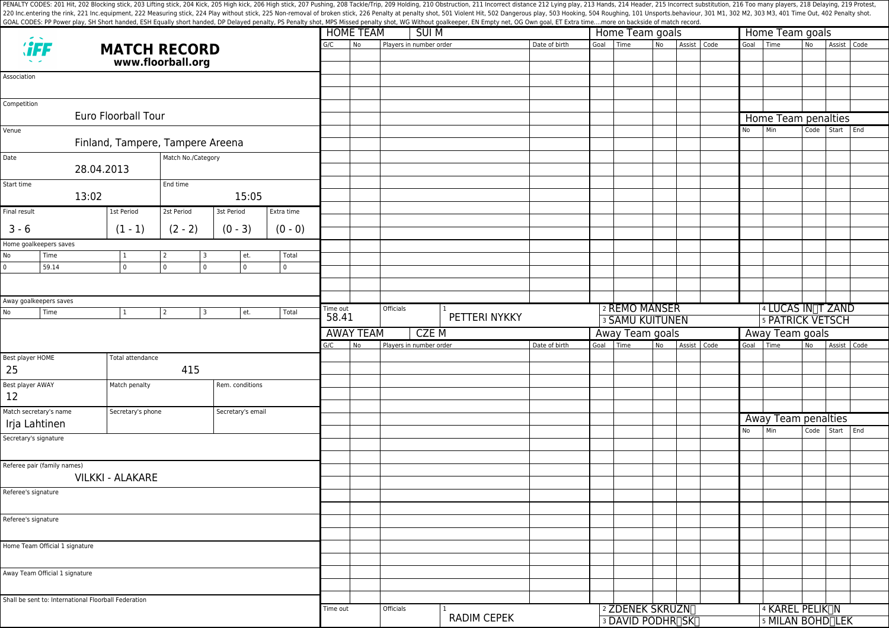PENALTY CODES: 201 Hit, 202 Blocking stick, 203 Lifting stick, 204 Kick, 205 High kick, 206 High stick, 207 Pushing, 208 Tackle/Trip, 209 Holding, 210 Obstruction, 211 Incorrect distance 212 Lying play, 213 Hands, 214 Header, 215 Incorrect substitution, 216 Too many players, 218 Delaying, 219 Protest, 220 Inc.entering the rink, 221 Inc.equipment, 222 Measuring stick, 224 Play without stick, 225 Non-removal of broken stick, 226 Penalty at penalty shot, 501 Violent Hit, 502 Dangerous play, 503 Hooking, 504 Roughing, 101 Unsports.behaviour, 301 M1, 302 M2, 303 M3, 401 Time Out, 402 Penalty shot.
GOAL CODES: PP Power play, SH Short handed, ESH Equally short handed, DP Delayed penalty, PS Penalty shot, MPS Missed penalty shot, WG Without goalkeeper, EN Empty net, OG Own goal, ET Extra time....more on backside of match record.

# MATCH RECORD

**www.floorball.org**

| | |
|---|---|
| Association | |
| Competition | Euro Floorball Tour |
| Venue | Finland, Tampere, Tampere Areena |
| Date | 28.04.2013 |
| Match No./Category | |
| Start time | 13:02 |
| End time | 15:05 |

| Final result | 1st Period | 2st Period | 3st Period | Extra time |
|---|---|---|---|---|
| 3 - 6 | (1 - 1) | (2 - 2) | (0 - 3) | (0 - 0) |

Home goalkeepers saves

| No | Time | 1 | 2 | 3 | et. | Total |
|---|---|---|---|---|---|---|
| 0 | 59.14 | 0 | 0 | 0 | 0 | 0 |

Away goalkeepers saves

| No | Time | 1 | 2 | 3 | et. | Total |
|---|---|---|---|---|---|---|
| | | | | | | |

| | |
|---|---|
| Best player HOME | 25 |
| Best player AWAY | 12 |
| Total attendance | 415 |
| Match penalty | |
| Rem. conditions | |
| Match secretary's name | Irja Lahtinen |
| Secretary's phone | |
| Secretary's email | |
| Secretary's signature | |
| Referee pair (family names) | VILKKI - ALAKARE |
| Referee's signature | |
| Referee's signature | |
| Home Team Official 1 signature | |
| Away Team Official 1 signature | |

Shall be sent to: International Floorball Federation

## HOME TEAM SUI M

| G/C | No | Players in number order | Date of birth |
|---|---|---|---|
| | | | |

### Home Team goals

| Goal | Time | No | Assist | Code |
|---|---|---|---|---|
| | | | | |

### Home Team penalties

| No | Min | Code | Start | End |
|---|---|---|---|---|
| | | | | |

Time out: 58.41

Officials:
1 PETTERI NYKKY
2 REMO MANSER
3 SAMU KUITUNEN
4 LUCAS IN�T ZAND
5 PATRICK VETSCH

## AWAY TEAM CZE M

| G/C | No | Players in number order | Date of birth |
|---|---|---|---|
| | | | |

### Away Team goals

| Goal | Time | No | Assist | Code |
|---|---|---|---|---|
| | | | | |

### Away Team penalties

| No | Min | Code | Start | End |
|---|---|---|---|---|
| | | | | |

Time out:

Officials:
1 RADIM CEPEK
2 ZDENEK SKRUZN�
3 DAVID PODHR�SK�
4 KAREL PELIK�N
5 MILAN BOHD�LEK